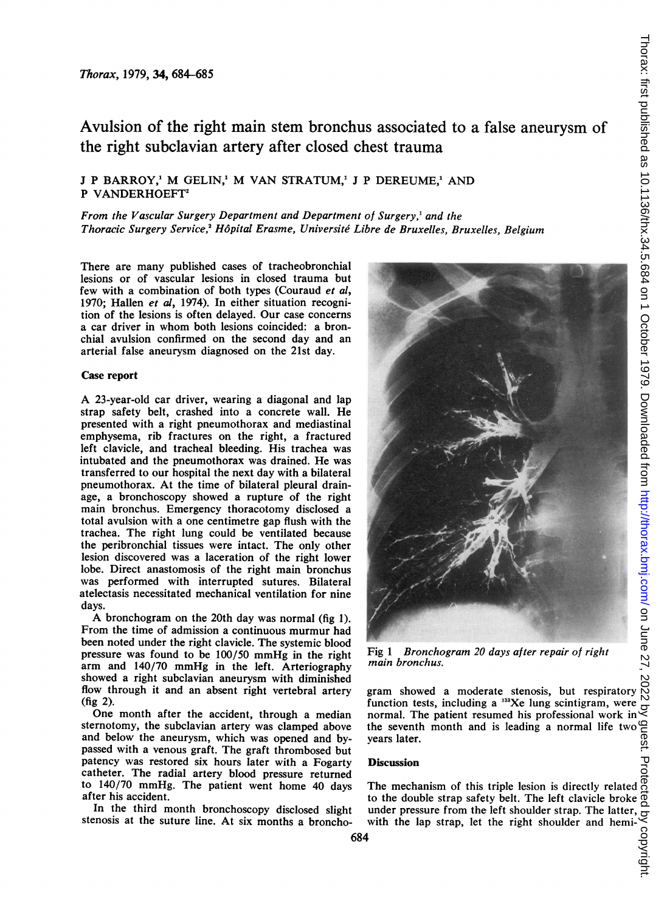# Avulsion of the right main stem bronchus associated to a false aneurysm of the right subclavian artery after closed chest trauma

J P BARROY,[1] M GELIN,[1] M VAN STRATUM,[1] J P DEREUME,[1] AND P VANDERHOEFT[2]

*From the Vascular Surgery Department and Department of Surgery,[1] and the Thoracic Surgery Service,[2] Hôpital Erasme, Université Libre de Bruxelles, Bruxelles, Belgium*

There are many published cases of tracheobronchial lesions or of vascular lesions in closed trauma but few with a combination of both types (Couraud *et al*, 1970; Hallen *et al*, 1974). In either situation recognition of the lesions is often delayed. Our case concerns a car driver in whom both lesions coincided: a bronchial avulsion confirmed on the second day and an arterial false aneurysm diagnosed on the 21st day.

## Case report

A 23-year-old car driver, wearing a diagonal and lap strap safety belt, crashed into a concrete wall. He presented with a right pneumothorax and mediastinal emphysema, rib fractures on the right, a fractured left clavicle, and tracheal bleeding. His trachea was intubated and the pneumothorax was drained. He was transferred to our hospital the next day with a bilateral pneumothorax. At the time of bilateral pleural drainage, a bronchoscopy showed a rupture of the right main bronchus. Emergency thoracotomy disclosed a total avulsion with a one centimetre gap flush with the trachea. The right lung could be ventilated because the peribronchial tissues were intact. The only other lesion discovered was a laceration of the right lower lobe. Direct anastomosis of the right main bronchus was performed with interrupted sutures. Bilateral atelectasis necessitated mechanical ventilation for nine days.

A bronchogram on the 20th day was normal (fig 1). From the time of admission a continuous murmur had been noted under the right clavicle. The systemic blood pressure was found to be 100/50 mmHg in the right arm and 140/70 mmHg in the left. Arteriography showed a right subclavian aneurysm with diminished flow through it and an absent right vertebral artery (fig 2).

One month after the accident, through a median sternotomy, the subclavian artery was clamped above and below the aneurysm, which was opened and bypassed with a venous graft. The graft thrombosed but patency was restored six hours later with a Fogarty catheter. The radial artery blood pressure returned to 140/70 mmHg. The patient went home 40 days after his accident.

In the third month bronchoscopy disclosed slight stenosis at the suture line. At six months a bronchogram showed a moderate stenosis, but respiratory function tests, including a $^{133}$Xe lung scintigram, were normal. The patient resumed his professional work in the seventh month and is leading a normal life two years later.

Fig 1 *Bronchogram 20 days after repair of right main bronchus.*

## Discussion

The mechanism of this triple lesion is directly related to the double strap safety belt. The left clavicle broke under pressure from the left shoulder strap. The latter, with the lap strap, let the right shoulder and hemi-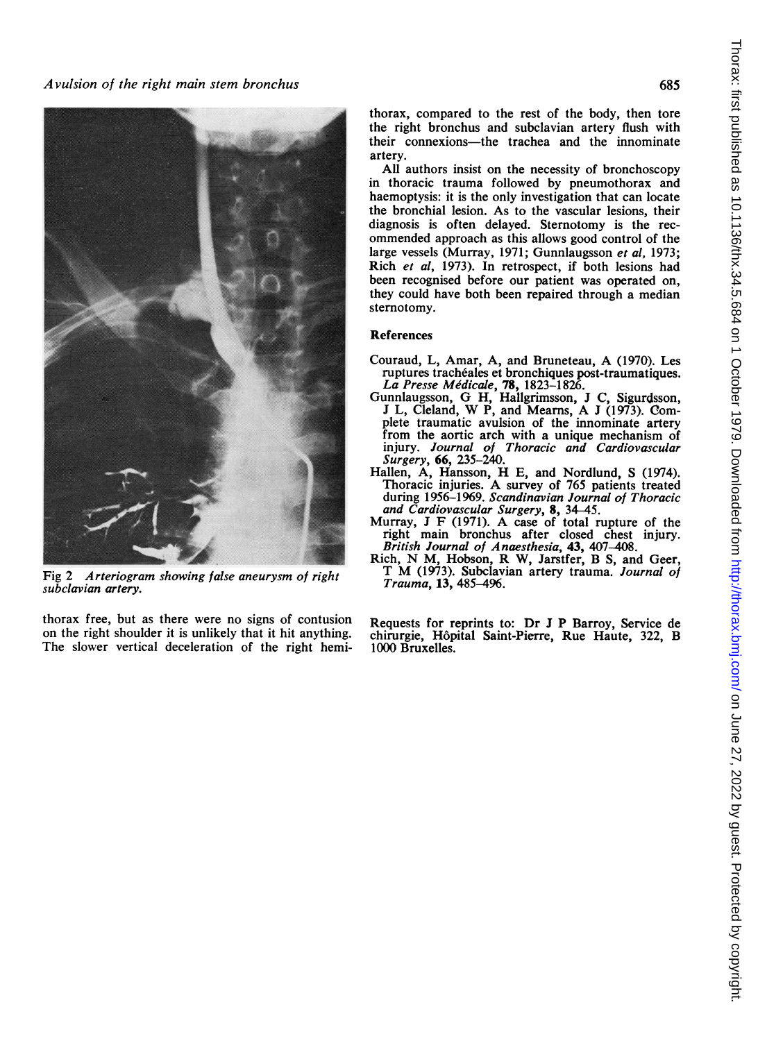Fig 2 *Arteriogram showing false aneurysm of right subclavian artery.*

thorax free, but as there were no signs of contusion on the right shoulder it is unlikely that it hit anything. The slower vertical deceleration of the right hemithorax, compared to the rest of the body, then tore the right bronchus and subclavian artery flush with their connexions—the trachea and the innominate artery.

All authors insist on the necessity of bronchoscopy in thoracic trauma followed by pneumothorax and haemoptysis: it is the only investigation that can locate the bronchial lesion. As to the vascular lesions, their diagnosis is often delayed. Sternotomy is the recommended approach as this allows good control of the large vessels (Murray, 1971; Gunnlaugsson *et al*, 1973; Rich *et al*, 1973). In retrospect, if both lesions had been recognised before our patient was operated on, they could have both been repaired through a median sternotomy.

## References

Couraud, L, Amar, A, and Bruneteau, A (1970). Les ruptures trachéales et bronchiques post-traumatiques. *La Presse Médicale*, **78**, 1823–1826.

Gunnlaugsson, G H, Hallgrimsson, J C, Sigurdsson, J L, Cleland, W P, and Mearns, A J (1973). Complete traumatic avulsion of the innominate artery from the aortic arch with a unique mechanism of injury. *Journal of Thoracic and Cardiovascular Surgery*, **66**, 235–240.

Hallen, A, Hansson, H E, and Nordlund, S (1974). Thoracic injuries. A survey of 765 patients treated during 1956–1969. *Scandinavian Journal of Thoracic and Cardiovascular Surgery*, **8**, 34–45.

Murray, J F (1971). A case of total rupture of the right main bronchus after closed chest injury. *British Journal of Anaesthesia*, **43**, 407–408.

Rich, N M, Hobson, R W, Jarstfer, B S, and Geer, T M (1973). Subclavian artery trauma. *Journal of Trauma*, **13**, 485–496.

Requests for reprints to: Dr J P Barroy, Service de chirurgie, Hôpital Saint-Pierre, Rue Haute, 322, B 1000 Bruxelles.